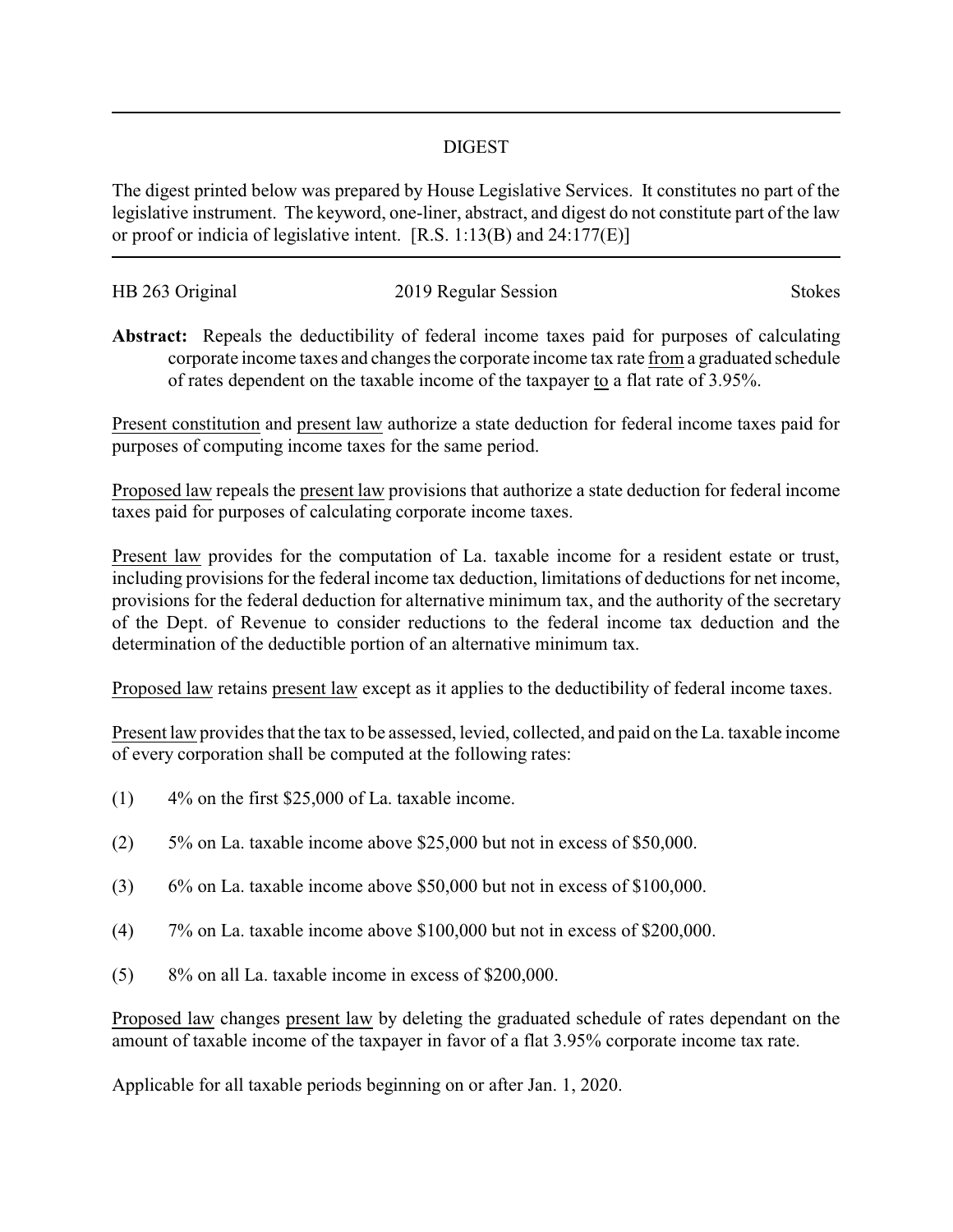## DIGEST

The digest printed below was prepared by House Legislative Services. It constitutes no part of the legislative instrument. The keyword, one-liner, abstract, and digest do not constitute part of the law or proof or indicia of legislative intent. [R.S. 1:13(B) and 24:177(E)]

---

HB 263 Original | 2019 Regular Session | Stokes

**Abstract:** Repeals the deductibility of federal income taxes paid for purposes of calculating corporate income taxes and changes the corporate income tax rate from a graduated schedule of rates dependent on the taxable income of the taxpayer to a flat rate of 3.95%.

Present constitution and present law authorize a state deduction for federal income taxes paid for purposes of computing income taxes for the same period.

Proposed law repeals the present law provisions that authorize a state deduction for federal income taxes paid for purposes of calculating corporate income taxes.

Present law provides for the computation of La. taxable income for a resident estate or trust, including provisions for the federal income tax deduction, limitations of deductions for net income, provisions for the federal deduction for alternative minimum tax, and the authority of the secretary of the Dept. of Revenue to consider reductions to the federal income tax deduction and the determination of the deductible portion of an alternative minimum tax.

Proposed law retains present law except as it applies to the deductibility of federal income taxes.

Present law provides that the tax to be assessed, levied, collected, and paid on the La. taxable income of every corporation shall be computed at the following rates:

(1) 4% on the first $25,000 of La. taxable income.

(2) 5% on La. taxable income above $25,000 but not in excess of $50,000.

(3) 6% on La. taxable income above $50,000 but not in excess of $100,000.

(4) 7% on La. taxable income above $100,000 but not in excess of $200,000.

(5) 8% on all La. taxable income in excess of $200,000.

Proposed law changes present law by deleting the graduated schedule of rates dependant on the amount of taxable income of the taxpayer in favor of a flat 3.95% corporate income tax rate.

Applicable for all taxable periods beginning on or after Jan. 1, 2020.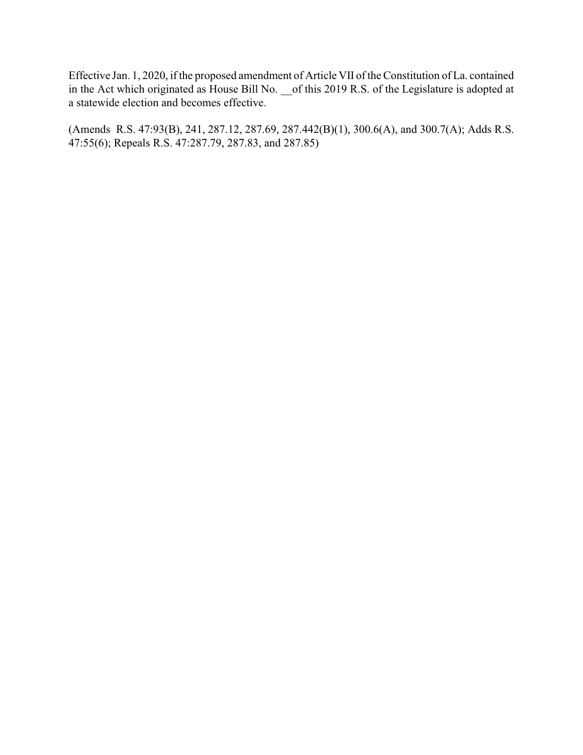Effective Jan. 1, 2020, if the proposed amendment of Article VII of the Constitution of La. contained in the Act which originated as House Bill No. __of this 2019 R.S. of the Legislature is adopted at a statewide election and becomes effective.

(Amends R.S. 47:93(B), 241, 287.12, 287.69, 287.442(B)(1), 300.6(A), and 300.7(A); Adds R.S. 47:55(6); Repeals R.S. 47:287.79, 287.83, and 287.85)